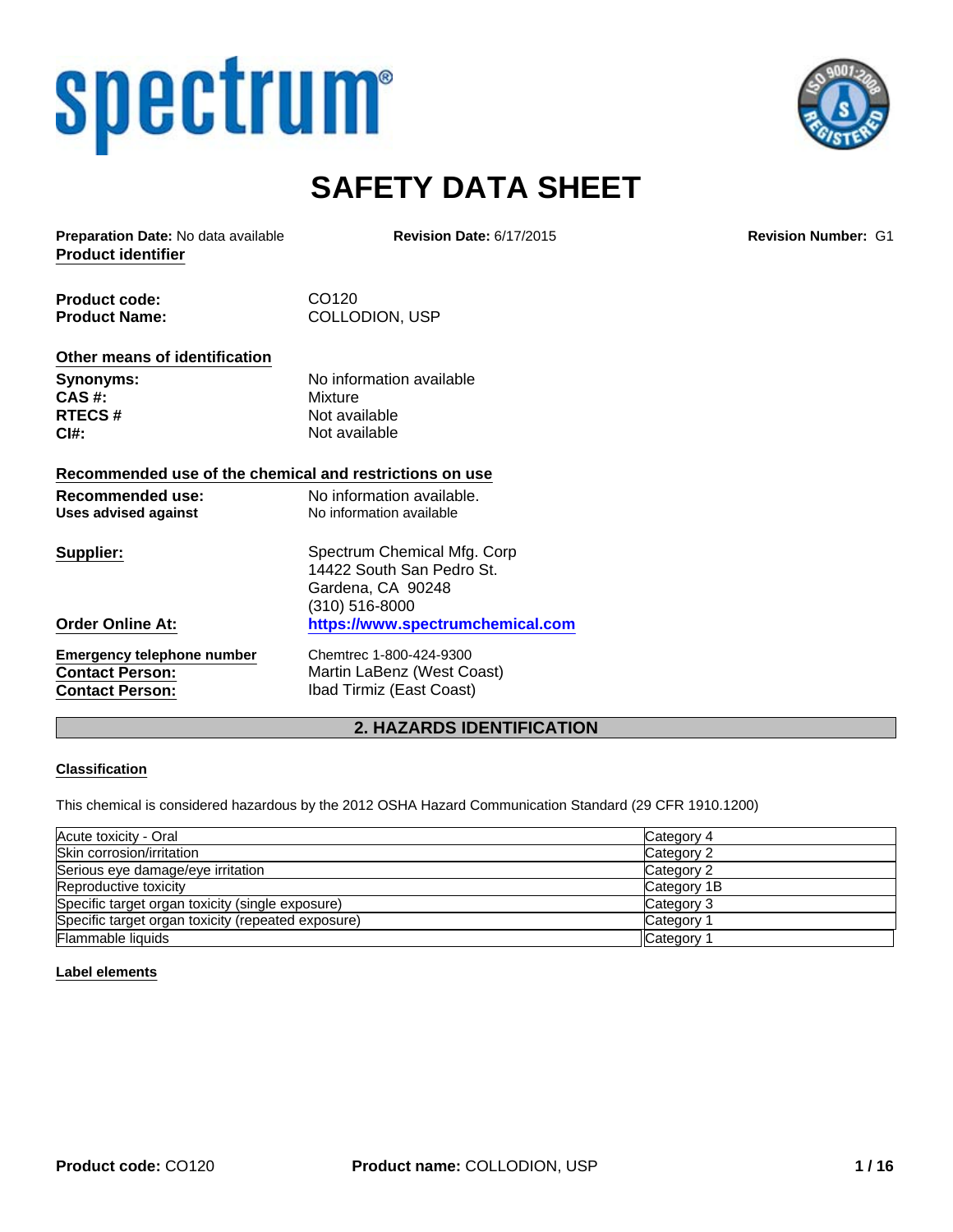spectrum®

# SAFETY DATA SHEET

**Preparation Date:** No data available **Revision Date:** 6/17/2015 **Revision Number:** G1

**Product identifier**

| | |
|---|---|
| **Product code:** | CO120 |
| **Product Name:** | COLLODION, USP |

**Other means of identification**

| | |
|---|---|
| **Synonyms:** | No information available |
| **CAS #:** | Mixture |
| **RTECS #** | Not available |
| **CI#:** | Not available |

**Recommended use of the chemical and restrictions on use**

| | |
|---|---|
| **Recommended use:** | No information available. |
| **Uses advised against** | No information available |

**Supplier:** Spectrum Chemical Mfg. Corp
14422 South San Pedro St.
Gardena, CA 90248
(310) 516-8000

**Order Online At:** https://www.spectrumchemical.com

**Emergency telephone number** Chemtrec 1-800-424-9300
**Contact Person:** Martin LaBenz (West Coast)
**Contact Person:** Ibad Tirmiz (East Coast)

## 2. HAZARDS IDENTIFICATION

**Classification**

This chemical is considered hazardous by the 2012 OSHA Hazard Communication Standard (29 CFR 1910.1200)

| | |
|---|---|
| Acute toxicity - Oral | Category 4 |
| Skin corrosion/irritation | Category 2 |
| Serious eye damage/eye irritation | Category 2 |
| Reproductive toxicity | Category 1B |
| Specific target organ toxicity (single exposure) | Category 3 |
| Specific target organ toxicity (repeated exposure) | Category 1 |
| Flammable liquids | Category 1 |

**Label elements**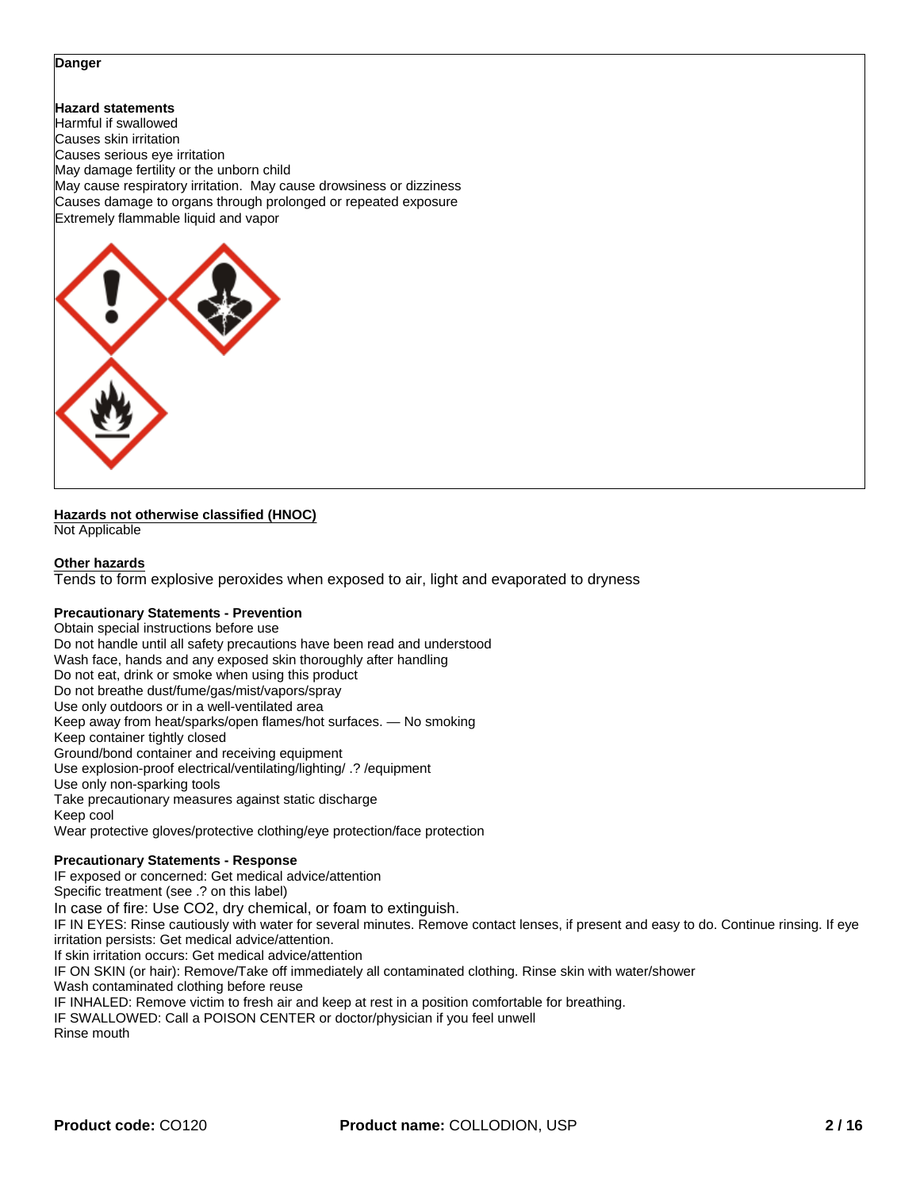**Danger**

**Hazard statements**

Harmful if swallowed
Causes skin irritation
Causes serious eye irritation
May damage fertility or the unborn child
May cause respiratory irritation. May cause drowsiness or dizziness
Causes damage to organs through prolonged or repeated exposure
Extremely flammable liquid and vapor

**Hazards not otherwise classified (HNOC)**

Not Applicable

**Other hazards**

Tends to form explosive peroxides when exposed to air, light and evaporated to dryness

**Precautionary Statements - Prevention**

Obtain special instructions before use
Do not handle until all safety precautions have been read and understood
Wash face, hands and any exposed skin thoroughly after handling
Do not eat, drink or smoke when using this product
Do not breathe dust/fume/gas/mist/vapors/spray
Use only outdoors or in a well-ventilated area
Keep away from heat/sparks/open flames/hot surfaces. — No smoking
Keep container tightly closed
Ground/bond container and receiving equipment
Use explosion-proof electrical/ventilating/lighting/ .? /equipment
Use only non-sparking tools
Take precautionary measures against static discharge
Keep cool
Wear protective gloves/protective clothing/eye protection/face protection

**Precautionary Statements - Response**

IF exposed or concerned: Get medical advice/attention
Specific treatment (see .? on this label)
In case of fire: Use CO2, dry chemical, or foam to extinguish.
IF IN EYES: Rinse cautiously with water for several minutes. Remove contact lenses, if present and easy to do. Continue rinsing. If eye irritation persists: Get medical advice/attention.
If skin irritation occurs: Get medical advice/attention
IF ON SKIN (or hair): Remove/Take off immediately all contaminated clothing. Rinse skin with water/shower
Wash contaminated clothing before reuse
IF INHALED: Remove victim to fresh air and keep at rest in a position comfortable for breathing.
IF SWALLOWED: Call a POISON CENTER or doctor/physician if you feel unwell
Rinse mouth

**Product code:** CO120 **Product name:** COLLODION, USP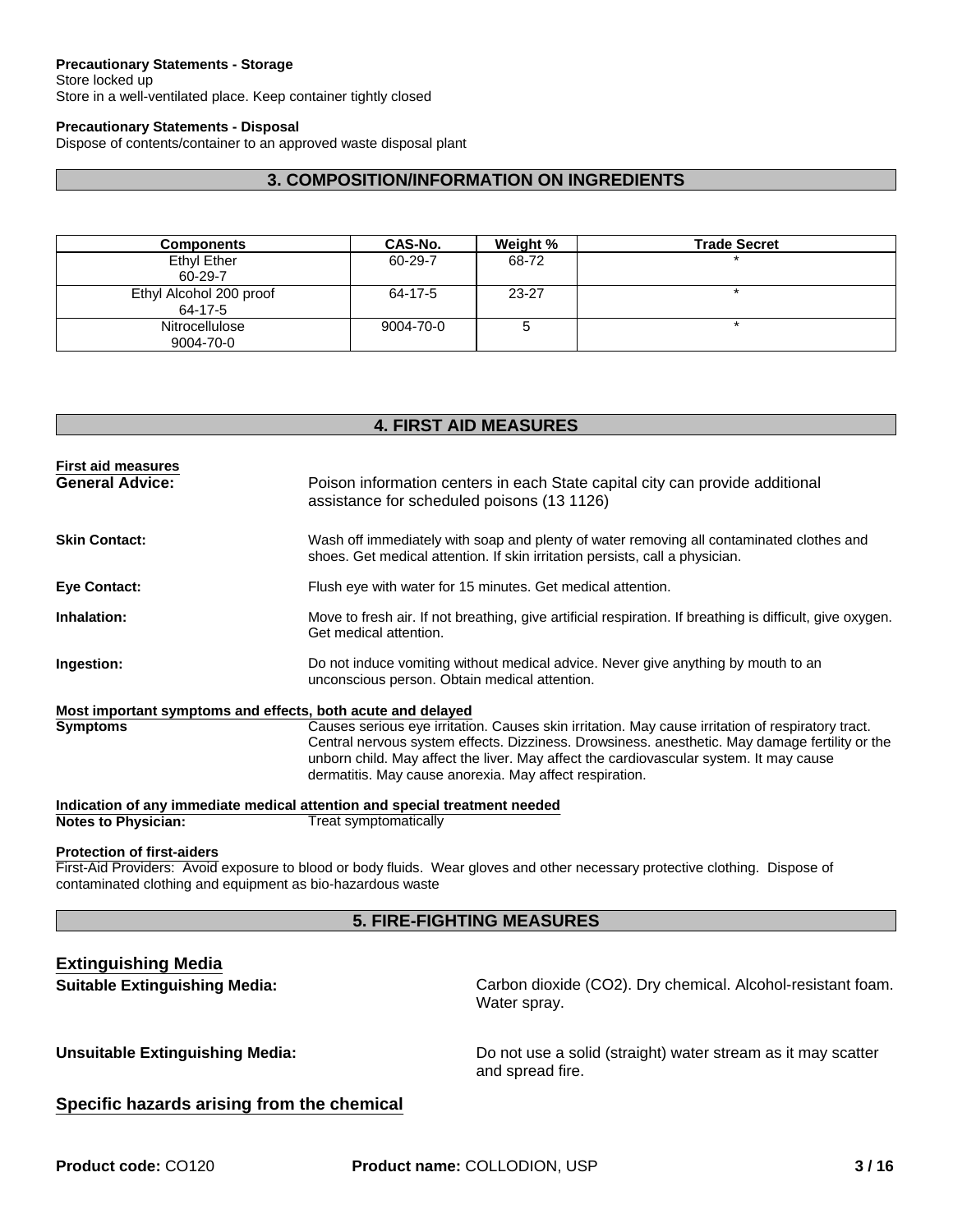**Precautionary Statements - Storage**
Store locked up
Store in a well-ventilated place. Keep container tightly closed

**Precautionary Statements - Disposal**
Dispose of contents/container to an approved waste disposal plant

## 3. COMPOSITION/INFORMATION ON INGREDIENTS

| Components | CAS-No. | Weight % | Trade Secret |
|---|---|---|---|
| Ethyl Ether<br>60-29-7 | 60-29-7 | 68-72 | * |
| Ethyl Alcohol 200 proof<br>64-17-5 | 64-17-5 | 23-27 | * |
| Nitrocellulose<br>9004-70-0 | 9004-70-0 | 5 | * |

## 4. FIRST AID MEASURES

**First aid measures**

**General Advice:** Poison information centers in each State capital city can provide additional assistance for scheduled poisons (13 1126)

**Skin Contact:** Wash off immediately with soap and plenty of water removing all contaminated clothes and shoes. Get medical attention. If skin irritation persists, call a physician.

**Eye Contact:** Flush eye with water for 15 minutes. Get medical attention.

**Inhalation:** Move to fresh air. If not breathing, give artificial respiration. If breathing is difficult, give oxygen. Get medical attention.

**Ingestion:** Do not induce vomiting without medical advice. Never give anything by mouth to an unconscious person. Obtain medical attention.

**Most important symptoms and effects, both acute and delayed**

**Symptoms** Causes serious eye irritation. Causes skin irritation. May cause irritation of respiratory tract. Central nervous system effects. Dizziness. Drowsiness. anesthetic. May damage fertility or the unborn child. May affect the liver. May affect the cardiovascular system. It may cause dermatitis. May cause anorexia. May affect respiration.

**Indication of any immediate medical attention and special treatment needed**

**Notes to Physician:** Treat symptomatically

**Protection of first-aiders**
First-Aid Providers: Avoid exposure to blood or body fluids. Wear gloves and other necessary protective clothing. Dispose of contaminated clothing and equipment as bio-hazardous waste

## 5. FIRE-FIGHTING MEASURES

### Extinguishing Media

**Suitable Extinguishing Media:** Carbon dioxide ($CO_2$). Dry chemical. Alcohol-resistant foam. Water spray.

**Unsuitable Extinguishing Media:** Do not use a solid (straight) water stream as it may scatter and spread fire.

### Specific hazards arising from the chemical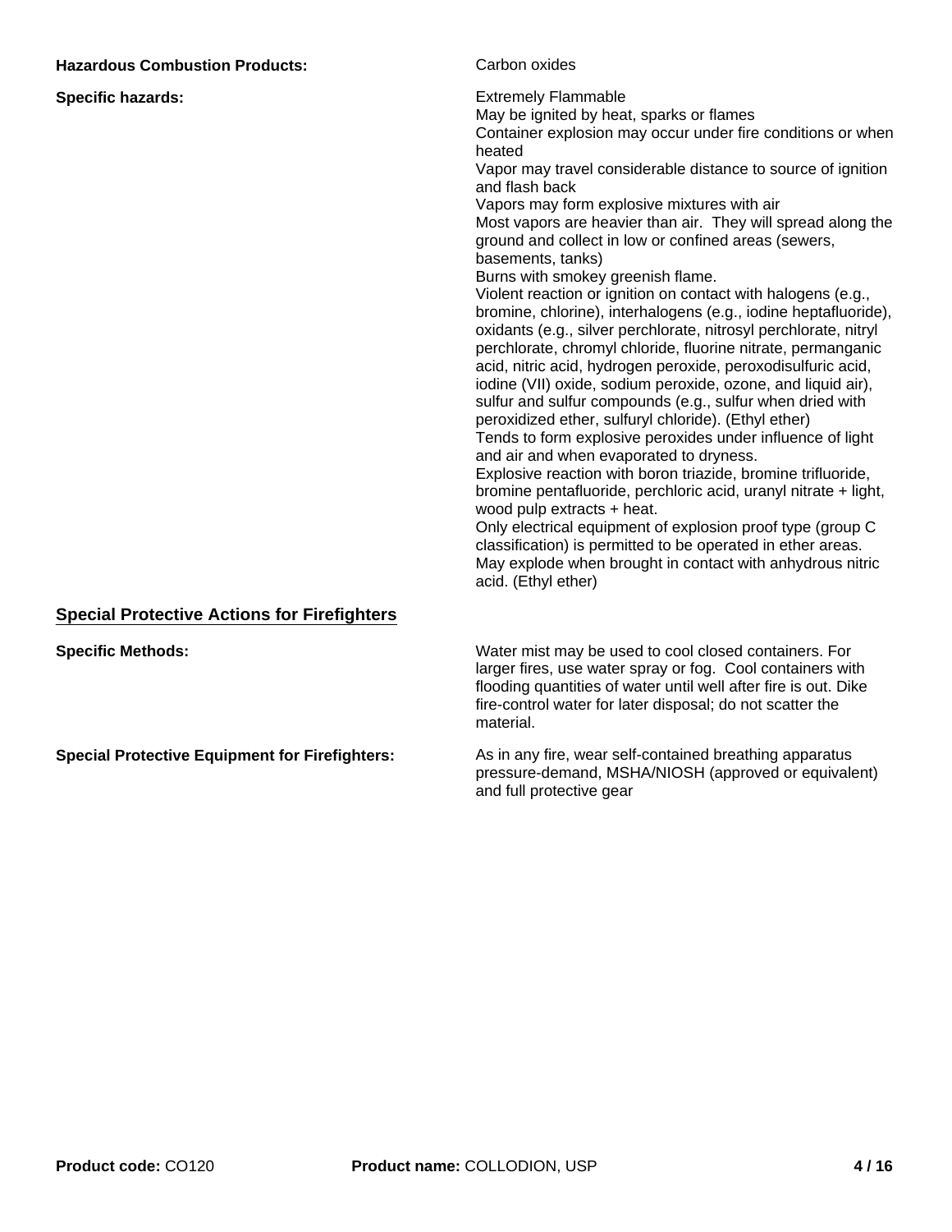**Hazardous Combustion Products:** Carbon oxides

**Specific hazards:**

Extremely Flammable
May be ignited by heat, sparks or flames
Container explosion may occur under fire conditions or when heated
Vapor may travel considerable distance to source of ignition and flash back
Vapors may form explosive mixtures with air
Most vapors are heavier than air. They will spread along the ground and collect in low or confined areas (sewers, basements, tanks)
Burns with smokey greenish flame.
Violent reaction or ignition on contact with halogens (e.g., bromine, chlorine), interhalogens (e.g., iodine heptafluoride), oxidants (e.g., silver perchlorate, nitrosyl perchlorate, nitryl perchlorate, chromyl chloride, fluorine nitrate, permanganic acid, nitric acid, hydrogen peroxide, peroxodisulfuric acid, iodine (VII) oxide, sodium peroxide, ozone, and liquid air), sulfur and sulfur compounds (e.g., sulfur when dried with peroxidized ether, sulfuryl chloride). (Ethyl ether)
Tends to form explosive peroxides under influence of light and air and when evaporated to dryness.
Explosive reaction with boron triazide, bromine trifluoride, bromine pentafluoride, perchloric acid, uranyl nitrate + light, wood pulp extracts + heat.
Only electrical equipment of explosion proof type (group C classification) is permitted to be operated in ether areas.
May explode when brought in contact with anhydrous nitric acid. (Ethyl ether)

## Special Protective Actions for Firefighters

**Specific Methods:** Water mist may be used to cool closed containers. For larger fires, use water spray or fog. Cool containers with flooding quantities of water until well after fire is out. Dike fire-control water for later disposal; do not scatter the material.

**Special Protective Equipment for Firefighters:** As in any fire, wear self-contained breathing apparatus pressure-demand, MSHA/NIOSH (approved or equivalent) and full protective gear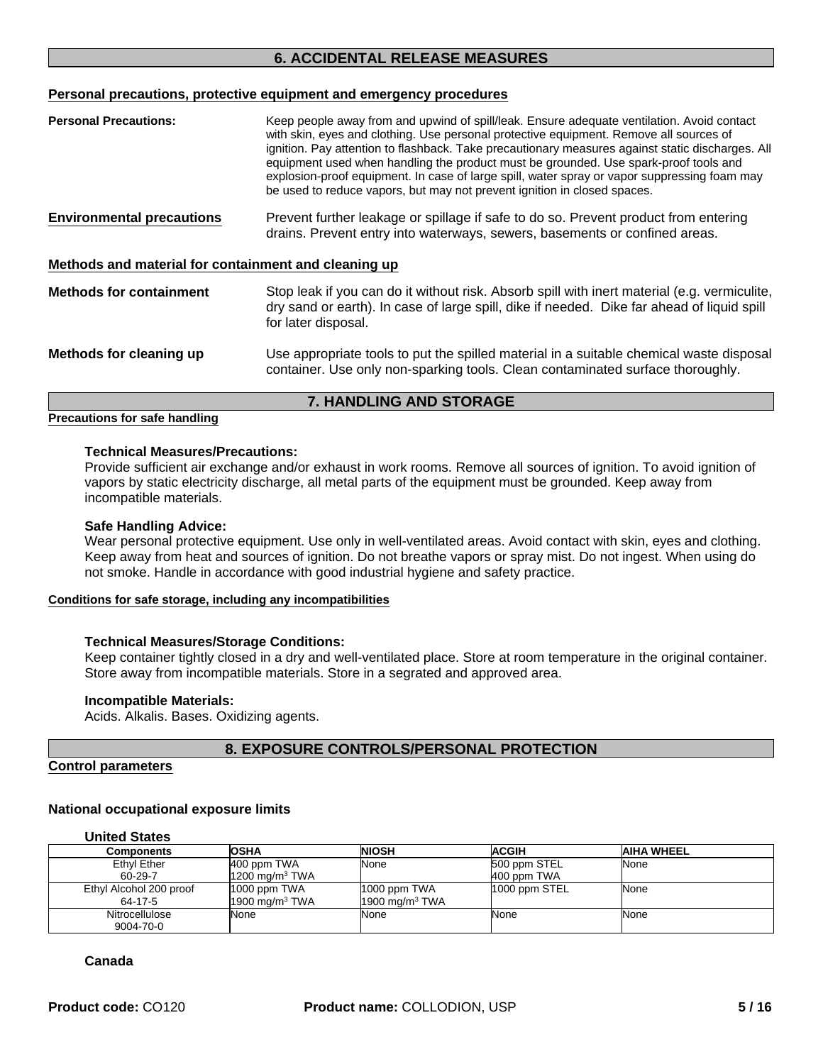## 6. ACCIDENTAL RELEASE MEASURES

### Personal precautions, protective equipment and emergency procedures

**Personal Precautions:** Keep people away from and upwind of spill/leak. Ensure adequate ventilation. Avoid contact with skin, eyes and clothing. Use personal protective equipment. Remove all sources of ignition. Pay attention to flashback. Take precautionary measures against static discharges. All equipment used when handling the product must be grounded. Use spark-proof tools and explosion-proof equipment. In case of large spill, water spray or vapor suppressing foam may be used to reduce vapors, but may not prevent ignition in closed spaces.

**Environmental precautions** Prevent further leakage or spillage if safe to do so. Prevent product from entering drains. Prevent entry into waterways, sewers, basements or confined areas.

### Methods and material for containment and cleaning up

**Methods for containment** Stop leak if you can do it without risk. Absorb spill with inert material (e.g. vermiculite, dry sand or earth). In case of large spill, dike if needed. Dike far ahead of liquid spill for later disposal.

**Methods for cleaning up** Use appropriate tools to put the spilled material in a suitable chemical waste disposal container. Use only non-sparking tools. Clean contaminated surface thoroughly.

## 7. HANDLING AND STORAGE

### Precautions for safe handling

**Technical Measures/Precautions:**
Provide sufficient air exchange and/or exhaust in work rooms. Remove all sources of ignition. To avoid ignition of vapors by static electricity discharge, all metal parts of the equipment must be grounded. Keep away from incompatible materials.

**Safe Handling Advice:**
Wear personal protective equipment. Use only in well-ventilated areas. Avoid contact with skin, eyes and clothing. Keep away from heat and sources of ignition. Do not breathe vapors or spray mist. Do not ingest. When using do not smoke. Handle in accordance with good industrial hygiene and safety practice.

### Conditions for safe storage, including any incompatibilities

**Technical Measures/Storage Conditions:**
Keep container tightly closed in a dry and well-ventilated place. Store at room temperature in the original container. Store away from incompatible materials. Store in a segrated and approved area.

**Incompatible Materials:**
Acids. Alkalis. Bases. Oxidizing agents.

## 8. EXPOSURE CONTROLS/PERSONAL PROTECTION

### Control parameters

**National occupational exposure limits**

**United States**

| Components | OSHA | NIOSH | ACGIH | AIHA WHEEL |
|---|---|---|---|---|
| Ethyl Ether<br>60-29-7 | 400 ppm TWA<br>1200 mg/m$^3$ TWA | None | 500 ppm STEL<br>400 ppm TWA | None |
| Ethyl Alcohol 200 proof<br>64-17-5 | 1000 ppm TWA<br>1900 mg/m$^3$ TWA | 1000 ppm TWA<br>1900 mg/m$^3$ TWA | 1000 ppm STEL | None |
| Nitrocellulose<br>9004-70-0 | None | None | None | None |

**Canada**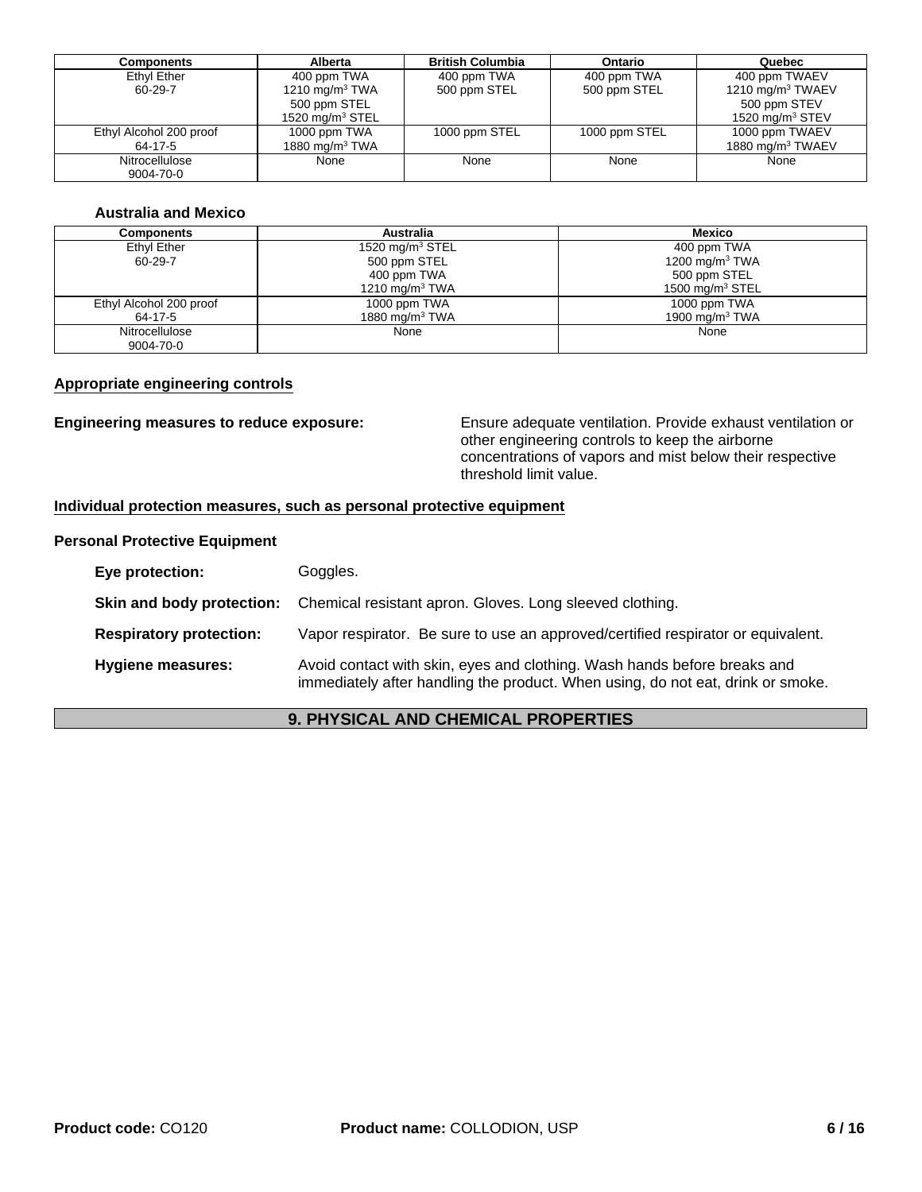| Components | Alberta | British Columbia | Ontario | Quebec |
| --- | --- | --- | --- | --- |
| Ethyl Ether<br>60-29-7 | 400 ppm TWA<br>1210 mg/m$^3$ TWA<br>500 ppm STEL<br>1520 mg/m$^3$ STEL | 400 ppm TWA<br>500 ppm STEL | 400 ppm TWA<br>500 ppm STEL | 400 ppm TWAEV<br>1210 mg/m$^3$ TWAEV<br>500 ppm STEV<br>1520 mg/m$^3$ STEV |
| Ethyl Alcohol 200 proof<br>64-17-5 | 1000 ppm TWA<br>1880 mg/m$^3$ TWA | 1000 ppm STEL | 1000 ppm STEL | 1000 ppm TWAEV<br>1880 mg/m$^3$ TWAEV |
| Nitrocellulose<br>9004-70-0 | None | None | None | None |

**Australia and Mexico**

| Components | Australia | Mexico |
| --- | --- | --- |
| Ethyl Ether<br>60-29-7 | 1520 mg/m$^3$ STEL<br>500 ppm STEL<br>400 ppm TWA<br>1210 mg/m$^3$ TWA | 400 ppm TWA<br>1200 mg/m$^3$ TWA<br>500 ppm STEL<br>1500 mg/m$^3$ STEL |
| Ethyl Alcohol 200 proof<br>64-17-5 | 1000 ppm TWA<br>1880 mg/m$^3$ TWA | 1000 ppm TWA<br>1900 mg/m$^3$ TWA |
| Nitrocellulose<br>9004-70-0 | None | None |

**Appropriate engineering controls**

**Engineering measures to reduce exposure:** Ensure adequate ventilation. Provide exhaust ventilation or other engineering controls to keep the airborne concentrations of vapors and mist below their respective threshold limit value.

**Individual protection measures, such as personal protective equipment**

**Personal Protective Equipment**

**Eye protection:** Goggles.

**Skin and body protection:** Chemical resistant apron. Gloves. Long sleeved clothing.

**Respiratory protection:** Vapor respirator. Be sure to use an approved/certified respirator or equivalent.

**Hygiene measures:** Avoid contact with skin, eyes and clothing. Wash hands before breaks and immediately after handling the product. When using, do not eat, drink or smoke.

## 9. PHYSICAL AND CHEMICAL PROPERTIES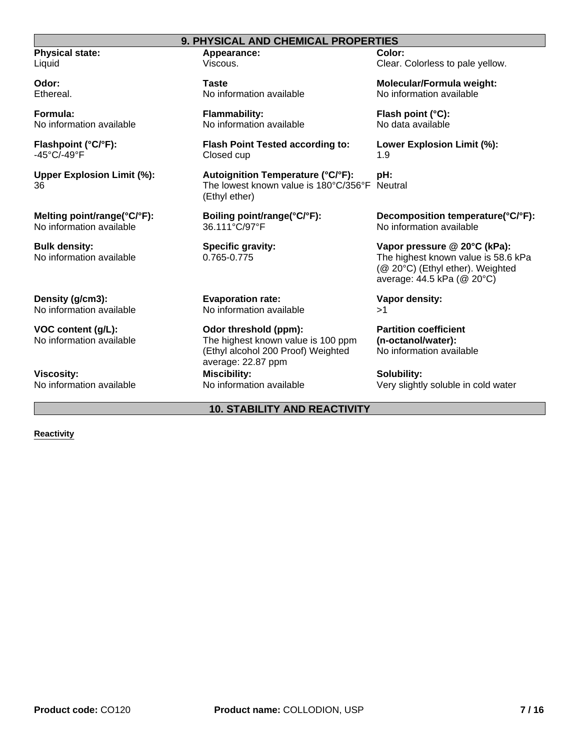## 9. PHYSICAL AND CHEMICAL PROPERTIES

**Physical state:**
Liquid

**Appearance:**
Viscous.

**Color:**
Clear. Colorless to pale yellow.

**Odor:**
Ethereal.

**Taste**
No information available

**Molecular/Formula weight:**
No information available

**Formula:**
No information available

**Flammability:**
No information available

**Flash point (°C):**
No data available

**Flashpoint (°C/°F):**
-45°C/-49°F

**Flash Point Tested according to:**
Closed cup

**Lower Explosion Limit (%):**
1.9

**Upper Explosion Limit (%):**
36

**Autoignition Temperature (°C/°F):**
The lowest known value is 180°C/356°F (Ethyl ether)

**pH:**
Neutral

**Melting point/range(°C/°F):**
No information available

**Boiling point/range(°C/°F):**
36.111°C/97°F

**Decomposition temperature(°C/°F):**
No information available

**Bulk density:**
No information available

**Specific gravity:**
0.765-0.775

**Vapor pressure @ 20°C (kPa):**
The highest known value is 58.6 kPa (@ 20°C) (Ethyl ether). Weighted average: 44.5 kPa (@ 20°C)

**Density (g/cm3):**
No information available

**Evaporation rate:**
No information available

**Vapor density:**
>1

**VOC content (g/L):**
No information available

**Odor threshold (ppm):**
The highest known value is 100 ppm (Ethyl alcohol 200 Proof) Weighted average: 22.87 ppm

**Partition coefficient (n-octanol/water):**
No information available

**Viscosity:**
No information available

**Miscibility:**
No information available

**Solubility:**
Very slightly soluble in cold water

## 10. STABILITY AND REACTIVITY

**Reactivity**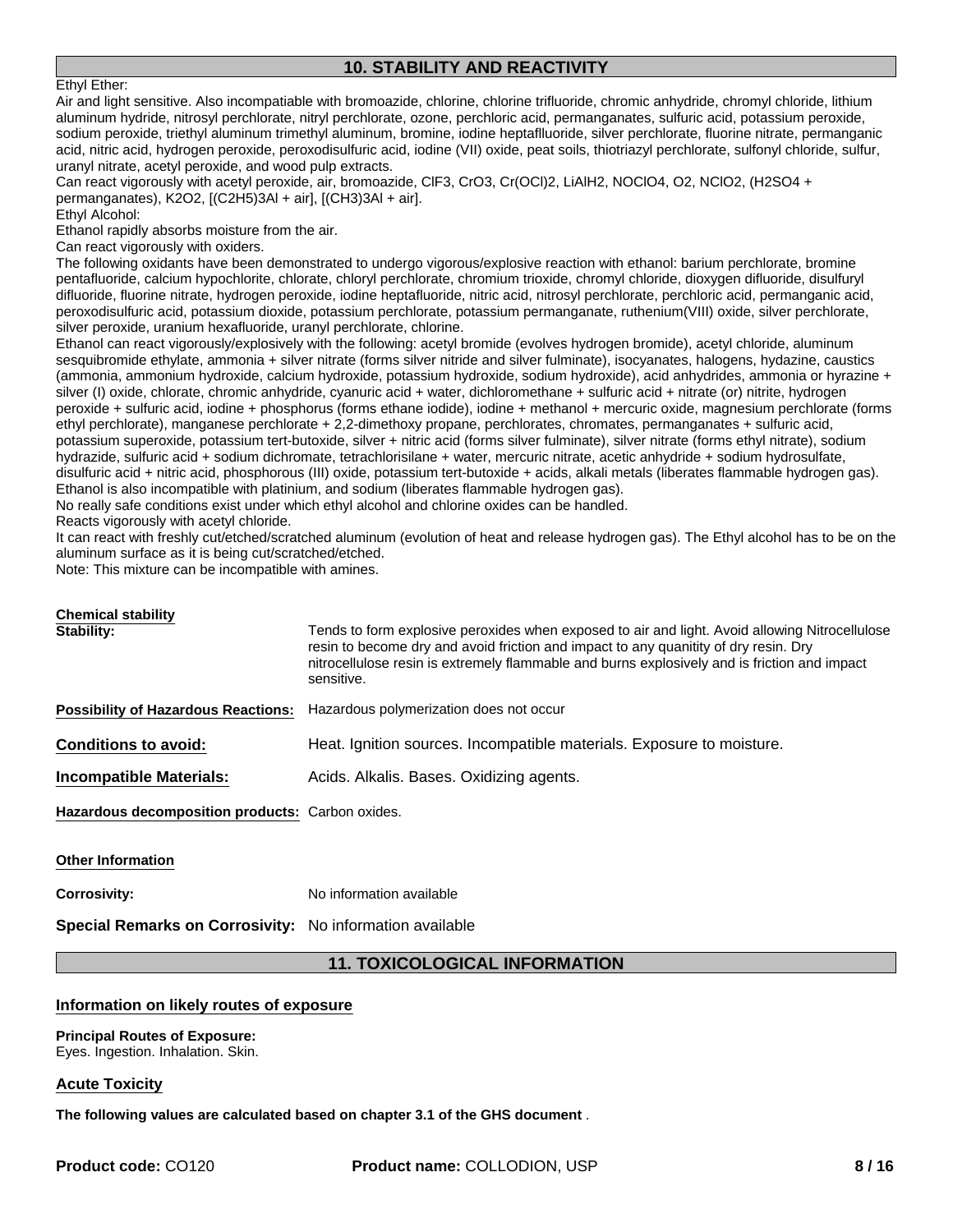## 10. STABILITY AND REACTIVITY

Ethyl Ether:

Air and light sensitive. Also incompatiable with bromoazide, chlorine, chlorine trifluoride, chromic anhydride, chromyl chloride, lithium aluminum hydride, nitrosyl perchlorate, nitryl perchlorate, ozone, perchloric acid, permanganates, sulfuric acid, potassium peroxide, sodium peroxide, triethyl aluminum trimethyl aluminum, bromine, iodine heptaflluoride, silver perchlorate, fluorine nitrate, permanganic acid, nitric acid, hydrogen peroxide, peroxodisulfuric acid, iodine (VII) oxide, peat soils, thiotriazyl perchlorate, sulfonyl chloride, sulfur, uranyl nitrate, acetyl peroxide, and wood pulp extracts.

Can react vigorously with acetyl peroxide, air, bromoazide, $ClF_3$, $CrO_3$, $Cr(OCl)_2$, $LiAlH_2$, $NOClO_4$, $O_2$, $NClO_2$, ($H_2SO_4$ + permanganates), $K_2O_2$, [$(C_2H_5)_3Al$ + air], [$(CH_3)_3Al$ + air].

Ethyl Alcohol:

Ethanol rapidly absorbs moisture from the air.

Can react vigorously with oxiders.

The following oxidants have been demonstrated to undergo vigorous/explosive reaction with ethanol: barium perchlorate, bromine pentafluoride, calcium hypochlorite, chlorate, chloryl perchlorate, chromium trioxide, chromyl chloride, dioxygen difluoride, disulfuryl difluoride, fluorine nitrate, hydrogen peroxide, iodine heptafluoride, nitric acid, nitrosyl perchlorate, perchloric acid, permanganic acid, peroxodisulfuric acid, potassium dioxide, potassium perchlorate, potassium permanganate, ruthenium(VIII) oxide, silver perchlorate, silver peroxide, uranium hexafluoride, uranyl perchlorate, chlorine.

Ethanol can react vigorously/explosively with the following: acetyl bromide (evolves hydrogen bromide), acetyl chloride, aluminum sesquibromide ethylate, ammonia + silver nitrate (forms silver nitride and silver fulminate), isocyanates, halogens, hydazine, caustics (ammonia, ammonium hydroxide, calcium hydroxide, potassium hydroxide, sodium hydroxide), acid anhydrides, ammonia or hyrazine + silver (I) oxide, chlorate, chromic anhydride, cyanuric acid + water, dichloromethane + sulfuric acid + nitrate (or) nitrite, hydrogen peroxide + sulfuric acid, iodine + phosphorus (forms ethane iodide), iodine + methanol + mercuric oxide, magnesium perchlorate (forms ethyl perchlorate), manganese perchlorate + 2,2-dimethoxy propane, perchlorates, chromates, permanganates + sulfuric acid, potassium superoxide, potassium tert-butoxide, silver + nitric acid (forms silver fulminate), silver nitrate (forms ethyl nitrate), sodium hydrazide, sulfuric acid + sodium dichromate, tetrachlorisilane + water, mercuric nitrate, acetic anhydride + sodium hydrosulfate, disulfuric acid + nitric acid, phosphorous (III) oxide, potassium tert-butoxide + acids, alkali metals (liberates flammable hydrogen gas).

Ethanol is also incompatible with platinium, and sodium (liberates flammable hydrogen gas).

No really safe conditions exist under which ethyl alcohol and chlorine oxides can be handled.

Reacts vigorously with acetyl chloride.

It can react with freshly cut/etched/scratched aluminum (evolution of heat and release hydrogen gas). The Ethyl alcohol has to be on the aluminum surface as it is being cut/scratched/etched.

Note: This mixture can be incompatible with amines.

**Chemical stability**

**Stability:** Tends to form explosive peroxides when exposed to air and light. Avoid allowing Nitrocellulose resin to become dry and avoid friction and impact to any quanitity of dry resin. Dry nitrocellulose resin is extremely flammable and burns explosively and is friction and impact sensitive.

**Possibility of Hazardous Reactions:** Hazardous polymerization does not occur

**Conditions to avoid:** Heat. Ignition sources. Incompatible materials. Exposure to moisture.

**Incompatible Materials:** Acids. Alkalis. Bases. Oxidizing agents.

**Hazardous decomposition products:** Carbon oxides.

**Other Information**

**Corrosivity:** No information available

**Special Remarks on Corrosivity:** No information available

## 11. TOXICOLOGICAL INFORMATION

### Information on likely routes of exposure

**Principal Routes of Exposure:**
Eyes. Ingestion. Inhalation. Skin.

### Acute Toxicity

**The following values are calculated based on chapter 3.1 of the GHS document** .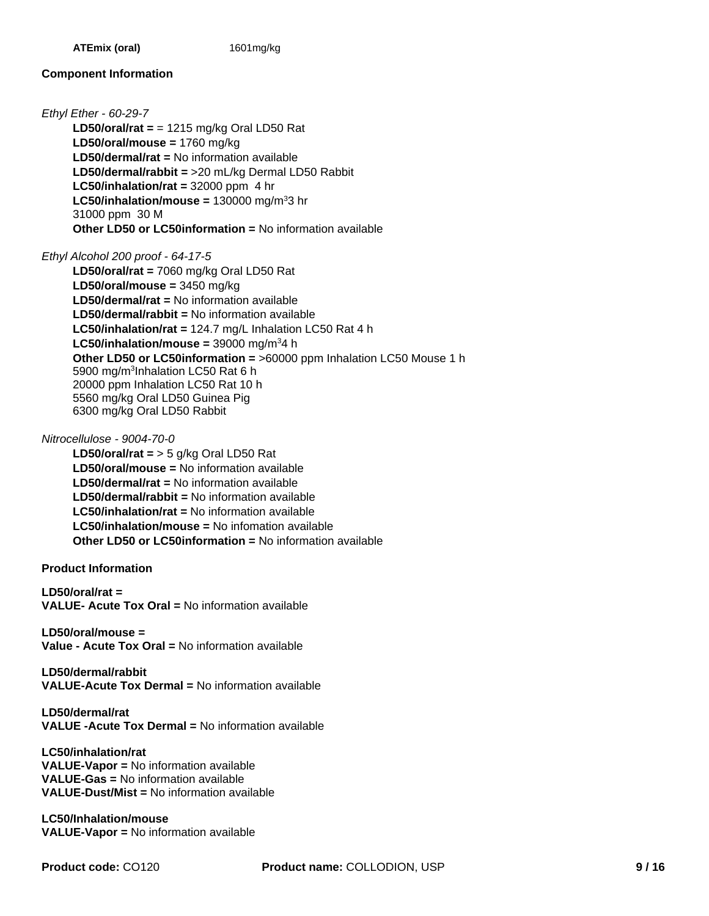**ATEmix (oral)** 1601mg/kg

**Component Information**

*Ethyl Ether - 60-29-7*

**LD50/oral/rat =** = 1215 mg/kg Oral LD50 Rat
**LD50/oral/mouse =** 1760 mg/kg
**LD50/dermal/rat =** No information available
**LD50/dermal/rabbit =** >20 mL/kg Dermal LD50 Rabbit
**LC50/inhalation/rat =** 32000 ppm 4 hr
**LC50/inhalation/mouse =** 130000 $mg/m^3$3 hr
31000 ppm 30 M
**Other LD50 or LC50information =** No information available

*Ethyl Alcohol 200 proof - 64-17-5*

**LD50/oral/rat =** 7060 mg/kg Oral LD50 Rat
**LD50/oral/mouse =** 3450 mg/kg
**LD50/dermal/rat =** No information available
**LD50/dermal/rabbit =** No information available
**LC50/inhalation/rat =** 124.7 mg/L Inhalation LC50 Rat 4 h
**LC50/inhalation/mouse =** 39000 $mg/m^3$4 h
**Other LD50 or LC50information =** >60000 ppm Inhalation LC50 Mouse 1 h
5900 $mg/m^3$Inhalation LC50 Rat 6 h
20000 ppm Inhalation LC50 Rat 10 h
5560 mg/kg Oral LD50 Guinea Pig
6300 mg/kg Oral LD50 Rabbit

*Nitrocellulose - 9004-70-0*

**LD50/oral/rat =** > 5 g/kg Oral LD50 Rat
**LD50/oral/mouse =** No information available
**LD50/dermal/rat =** No information available
**LD50/dermal/rabbit =** No information available
**LC50/inhalation/rat =** No information available
**LC50/inhalation/mouse =** No infomation available
**Other LD50 or LC50information =** No information available

**Product Information**

**LD50/oral/rat =**
**VALUE- Acute Tox Oral =** No information available

**LD50/oral/mouse =**
**Value - Acute Tox Oral =** No information available

**LD50/dermal/rabbit**
**VALUE-Acute Tox Dermal =** No information available

**LD50/dermal/rat**
**VALUE -Acute Tox Dermal =** No information available

**LC50/inhalation/rat**
**VALUE-Vapor =** No information available
**VALUE-Gas =** No information available
**VALUE-Dust/Mist =** No information available

**LC50/Inhalation/mouse**
**VALUE-Vapor =** No information available

**Product code:** CO120 **Product name:** COLLODION, USP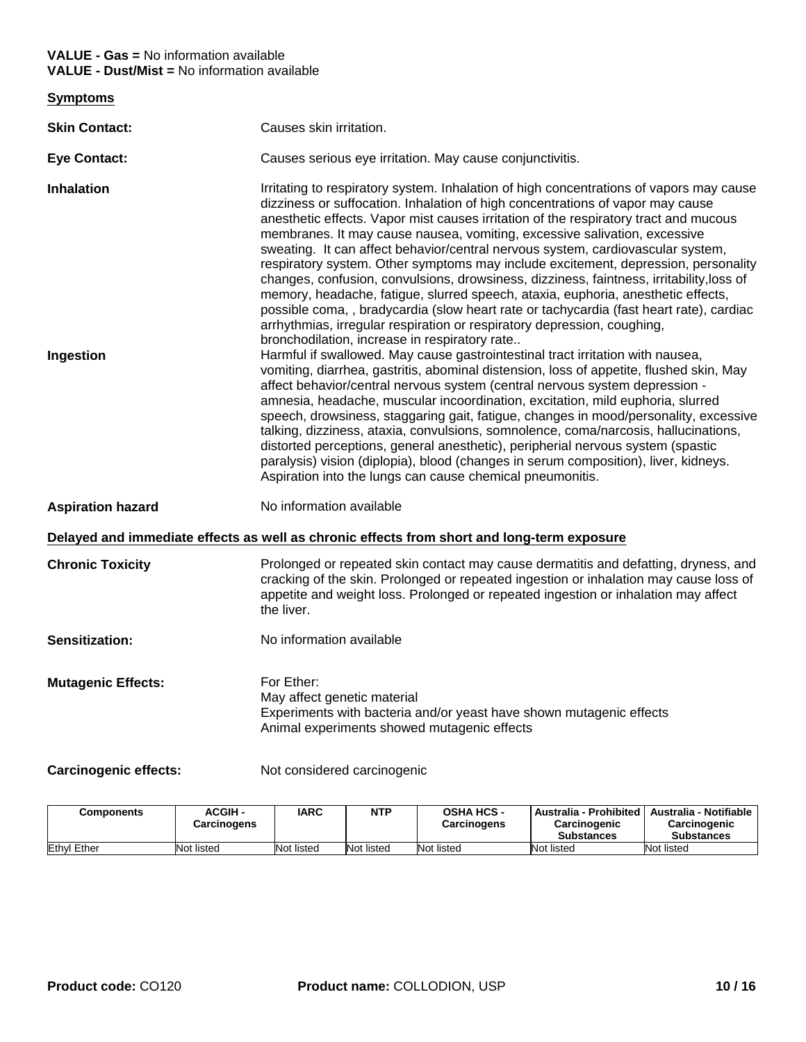**VALUE - Gas =** No information available
**VALUE - Dust/Mist =** No information available

**Symptoms**

**Skin Contact:** Causes skin irritation.

**Eye Contact:** Causes serious eye irritation. May cause conjunctivitis.

**Inhalation** Irritating to respiratory system. Inhalation of high concentrations of vapors may cause dizziness or suffocation. Inhalation of high concentrations of vapor may cause anesthetic effects. Vapor mist causes irritation of the respiratory tract and mucous membranes. It may cause nausea, vomiting, excessive salivation, excessive sweating. It can affect behavior/central nervous system, cardiovascular system, respiratory system. Other symptoms may include excitement, depression, personality changes, confusion, convulsions, drowsiness, dizziness, faintness, irritability,loss of memory, headache, fatigue, slurred speech, ataxia, euphoria, anesthetic effects, possible coma, , bradycardia (slow heart rate or tachycardia (fast heart rate), cardiac arrhythmias, irregular respiration or respiratory depression, coughing, bronchodilation, increase in respiratory rate..

**Ingestion** Harmful if swallowed. May cause gastrointestinal tract irritation with nausea, vomiting, diarrhea, gastritis, abominal distension, loss of appetite, flushed skin, May affect behavior/central nervous system (central nervous system depression - amnesia, headache, muscular incoordination, excitation, mild euphoria, slurred speech, drowsiness, staggaring gait, fatigue, changes in mood/personality, excessive talking, dizziness, ataxia, convulsions, somnolence, coma/narcosis, hallucinations, distorted perceptions, general anesthetic), peripherial nervous system (spastic paralysis) vision (diplopia), blood (changes in serum composition), liver, kidneys. Aspiration into the lungs can cause chemical pneumonitis.

**Aspiration hazard** No information available

**Delayed and immediate effects as well as chronic effects from short and long-term exposure**

**Chronic Toxicity** Prolonged or repeated skin contact may cause dermatitis and defatting, dryness, and cracking of the skin. Prolonged or repeated ingestion or inhalation may cause loss of appetite and weight loss. Prolonged or repeated ingestion or inhalation may affect the liver.

**Sensitization:** No information available

**Mutagenic Effects:** For Ether:
May affect genetic material
Experiments with bacteria and/or yeast have shown mutagenic effects
Animal experiments showed mutagenic effects

**Carcinogenic effects:** Not considered carcinogenic

| Components | ACGIH - Carcinogens | IARC | NTP | OSHA HCS - Carcinogens | Australia - Prohibited Carcinogenic Substances | Australia - Notifiable Carcinogenic Substances |
|---|---|---|---|---|---|---|
| Ethyl Ether | Not listed | Not listed | Not listed | Not listed | Not listed | Not listed |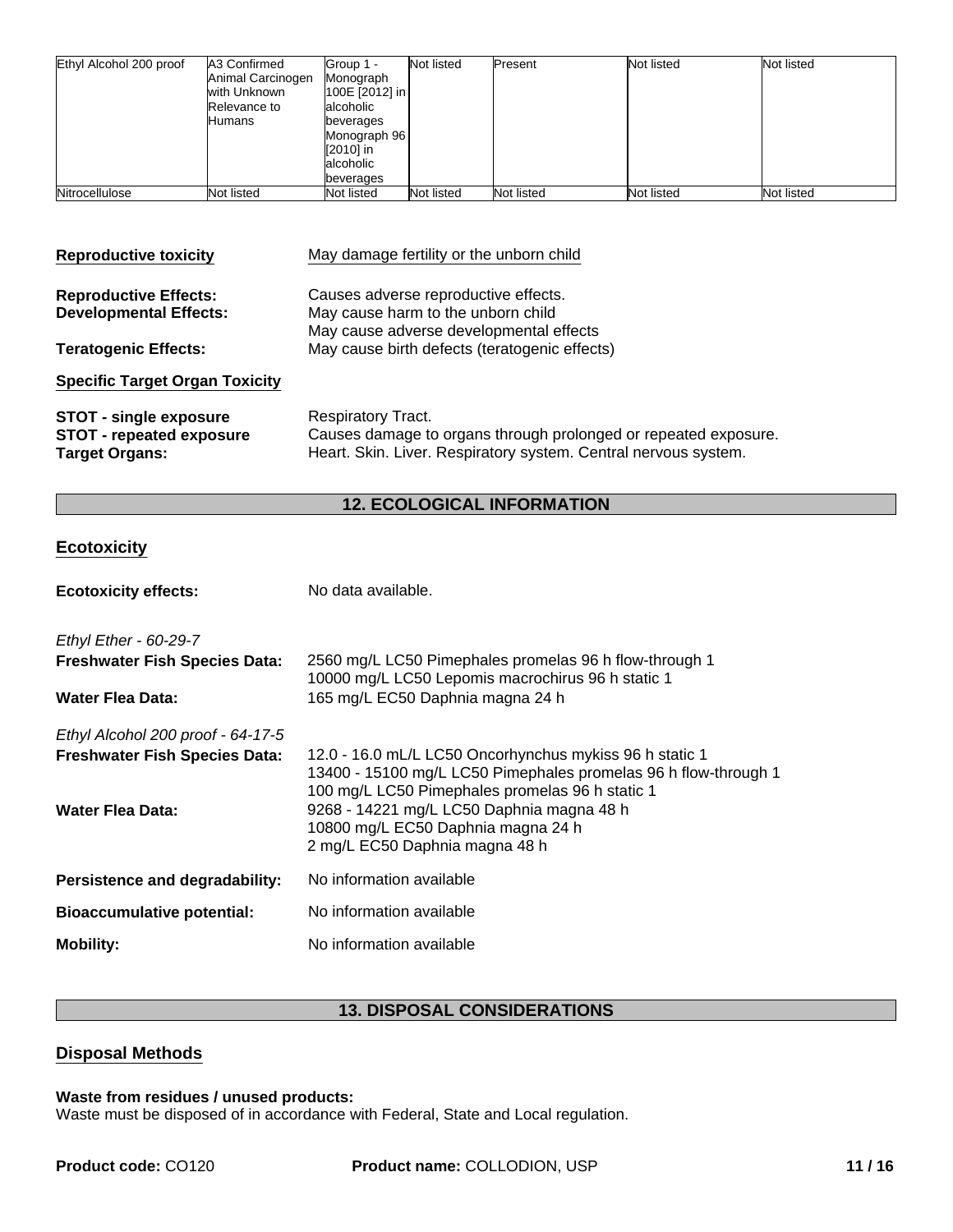| | | | | | | |
|---|---|---|---|---|---|---|
| Ethyl Alcohol 200 proof | A3 Confirmed Animal Carcinogen with Unknown Relevance to Humans | Group 1 - Monograph 100E [2012] in alcoholic beverages Monograph 96 [2010] in alcoholic beverages | Not listed | Present | Not listed | Not listed |
| Nitrocellulose | Not listed | Not listed | Not listed | Not listed | Not listed | Not listed |

**Reproductive toxicity** May damage fertility or the unborn child

**Reproductive Effects:** Causes adverse reproductive effects.

**Developmental Effects:** May cause harm to the unborn child
May cause adverse developmental effects

**Teratogenic Effects:** May cause birth defects (teratogenic effects)

**Specific Target Organ Toxicity**

**STOT - single exposure** Respiratory Tract.

**STOT - repeated exposure** Causes damage to organs through prolonged or repeated exposure.

**Target Organs:** Heart. Skin. Liver. Respiratory system. Central nervous system.

## 12. ECOLOGICAL INFORMATION

### Ecotoxicity

**Ecotoxicity effects:** No data available.

*Ethyl Ether - 60-29-7*

**Freshwater Fish Species Data:** 2560 mg/L LC50 Pimephales promelas 96 h flow-through 1
10000 mg/L LC50 Lepomis macrochirus 96 h static 1

**Water Flea Data:** 165 mg/L EC50 Daphnia magna 24 h

*Ethyl Alcohol 200 proof - 64-17-5*

**Freshwater Fish Species Data:** 12.0 - 16.0 mL/L LC50 Oncorhynchus mykiss 96 h static 1
13400 - 15100 mg/L LC50 Pimephales promelas 96 h flow-through 1
100 mg/L LC50 Pimephales promelas 96 h static 1

**Water Flea Data:** 9268 - 14221 mg/L LC50 Daphnia magna 48 h
10800 mg/L EC50 Daphnia magna 24 h
2 mg/L EC50 Daphnia magna 48 h

**Persistence and degradability:** No information available

**Bioaccumulative potential:** No information available

**Mobility:** No information available

## 13. DISPOSAL CONSIDERATIONS

### Disposal Methods

**Waste from residues / unused products:**
Waste must be disposed of in accordance with Federal, State and Local regulation.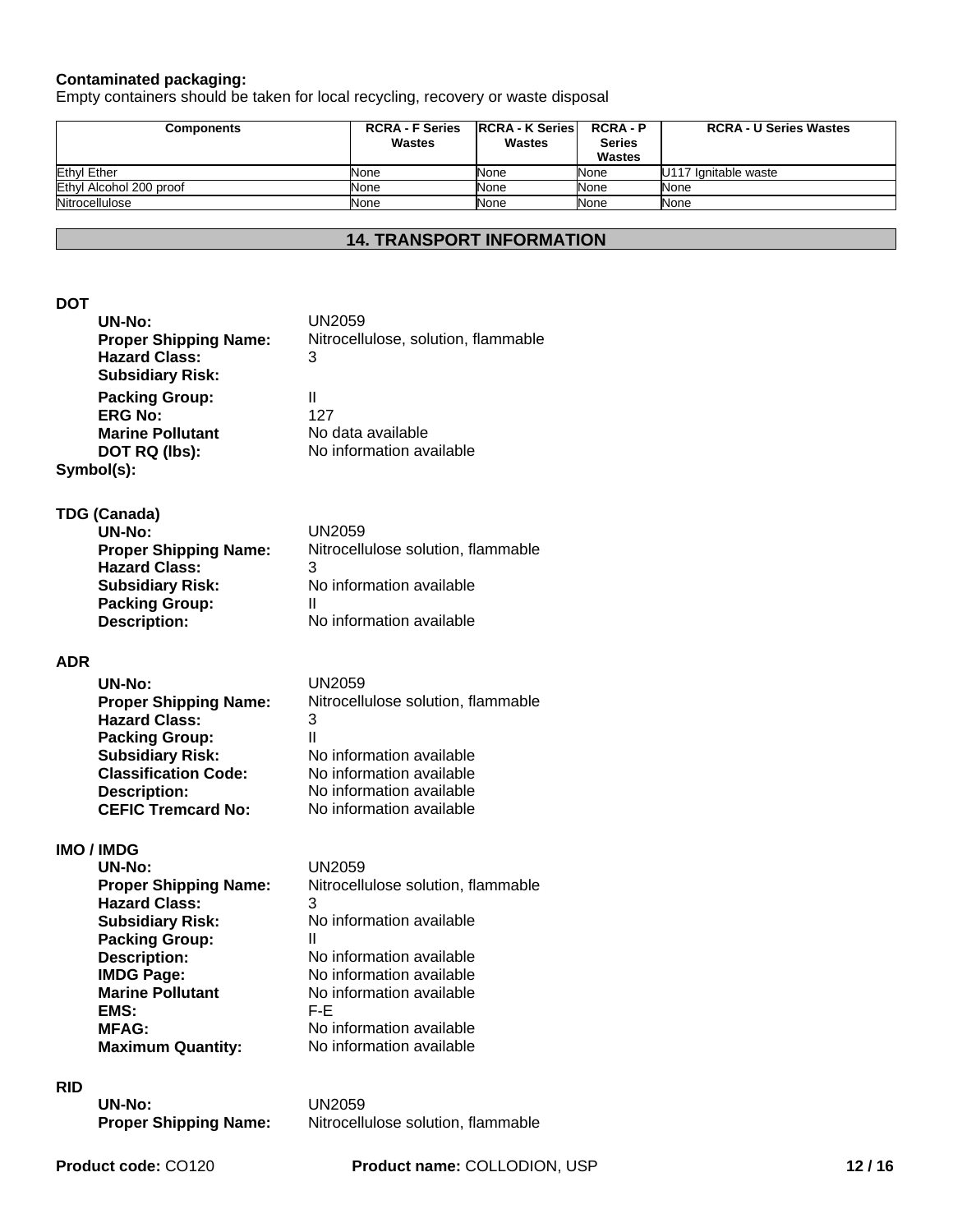**Contaminated packaging:**
Empty containers should be taken for local recycling, recovery or waste disposal

| Components | RCRA - F Series Wastes | RCRA - K Series Wastes | RCRA - P Series Wastes | RCRA - U Series Wastes |
|---|---|---|---|---|
| Ethyl Ether | None | None | None | U117 Ignitable waste |
| Ethyl Alcohol 200 proof | None | None | None | None |
| Nitrocellulose | None | None | None | None |

## 14. TRANSPORT INFORMATION

**DOT**

**UN-No:** UN2059
**Proper Shipping Name:** Nitrocellulose, solution, flammable
**Hazard Class:** 3
**Subsidiary Risk:**
**Packing Group:** II
**ERG No:** 127
**Marine Pollutant** No data available
**DOT RQ (lbs):** No information available
**Symbol(s):**

**TDG (Canada)**

**UN-No:** UN2059
**Proper Shipping Name:** Nitrocellulose solution, flammable
**Hazard Class:** 3
**Subsidiary Risk:** No information available
**Packing Group:** II
**Description:** No information available

**ADR**

**UN-No:** UN2059
**Proper Shipping Name:** Nitrocellulose solution, flammable
**Hazard Class:** 3
**Packing Group:** II
**Subsidiary Risk:** No information available
**Classification Code:** No information available
**Description:** No information available
**CEFIC Tremcard No:** No information available

**IMO / IMDG**

**UN-No:** UN2059
**Proper Shipping Name:** Nitrocellulose solution, flammable
**Hazard Class:** 3
**Subsidiary Risk:** No information available
**Packing Group:** II
**Description:** No information available
**IMDG Page:** No information available
**Marine Pollutant** No information available
**EMS:** F-E
**MFAG:** No information available
**Maximum Quantity:** No information available

**RID**

**UN-No:** UN2059
**Proper Shipping Name:** Nitrocellulose solution, flammable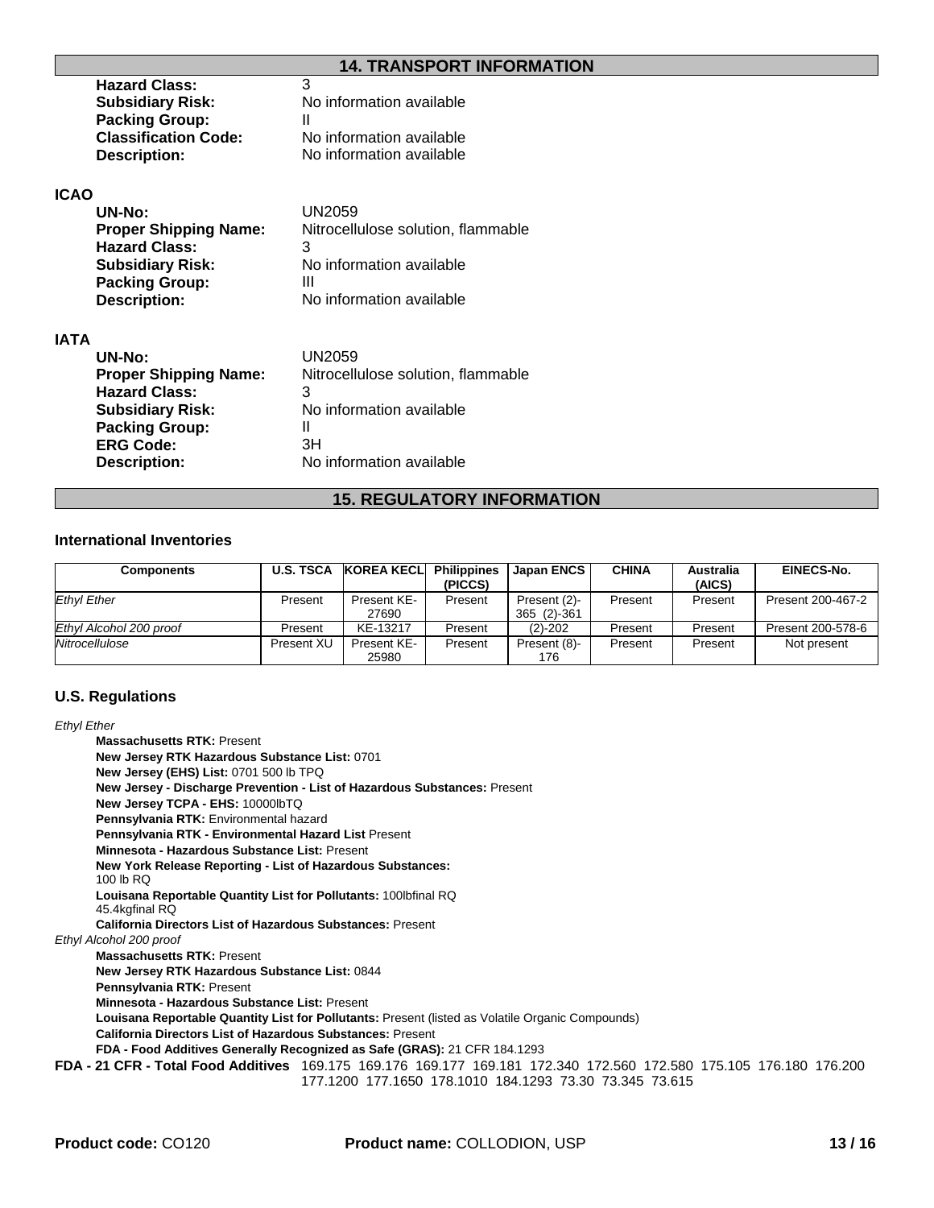## 14. TRANSPORT INFORMATION

**Hazard Class:** 3
**Subsidiary Risk:** No information available
**Packing Group:** II
**Classification Code:** No information available
**Description:** No information available

### ICAO

**UN-No:** UN2059
**Proper Shipping Name:** Nitrocellulose solution, flammable
**Hazard Class:** 3
**Subsidiary Risk:** No information available
**Packing Group:** III
**Description:** No information available

### IATA

**UN-No:** UN2059
**Proper Shipping Name:** Nitrocellulose solution, flammable
**Hazard Class:** 3
**Subsidiary Risk:** No information available
**Packing Group:** II
**ERG Code:** 3H
**Description:** No information available

## 15. REGULATORY INFORMATION

### International Inventories

| Components | U.S. TSCA | KOREA KECL | Philippines (PICCS) | Japan ENCS | CHINA | Australia (AICS) | EINECS-No. |
|---|---|---|---|---|---|---|---|
| *Ethyl Ether* | Present | Present KE-27690 | Present | Present (2)-365 (2)-361 | Present | Present | Present 200-467-2 |
| *Ethyl Alcohol 200 proof* | Present | KE-13217 | Present | (2)-202 | Present | Present | Present 200-578-6 |
| *Nitrocellulose* | Present XU | Present KE-25980 | Present | Present (8)-176 | Present | Present | Not present |

### U.S. Regulations

*Ethyl Ether*

**Massachusetts RTK:** Present
**New Jersey RTK Hazardous Substance List:** 0701
**New Jersey (EHS) List:** 0701 500 lb TPQ
**New Jersey - Discharge Prevention - List of Hazardous Substances:** Present
**New Jersey TCPA - EHS:** 10000lbTQ
**Pennsylvania RTK:** Environmental hazard
**Pennsylvania RTK - Environmental Hazard List** Present
**Minnesota - Hazardous Substance List:** Present
**New York Release Reporting - List of Hazardous Substances:** 100 lb RQ
**Louisana Reportable Quantity List for Pollutants:** 100lbfinal RQ 45.4kgfinal RQ
**California Directors List of Hazardous Substances:** Present

*Ethyl Alcohol 200 proof*

**Massachusetts RTK:** Present
**New Jersey RTK Hazardous Substance List:** 0844
**Pennsylvania RTK:** Present
**Minnesota - Hazardous Substance List:** Present
**Louisana Reportable Quantity List for Pollutants:** Present (listed as Volatile Organic Compounds)
**California Directors List of Hazardous Substances:** Present
**FDA - Food Additives Generally Recognized as Safe (GRAS):** 21 CFR 184.1293

**FDA - 21 CFR - Total Food Additives** 169.175 169.176 169.177 169.181 172.340 172.560 172.580 175.105 176.180 176.200 177.1200 177.1650 178.1010 184.1293 73.30 73.345 73.615

**Product code:** CO120 **Product name:** COLLODION, USP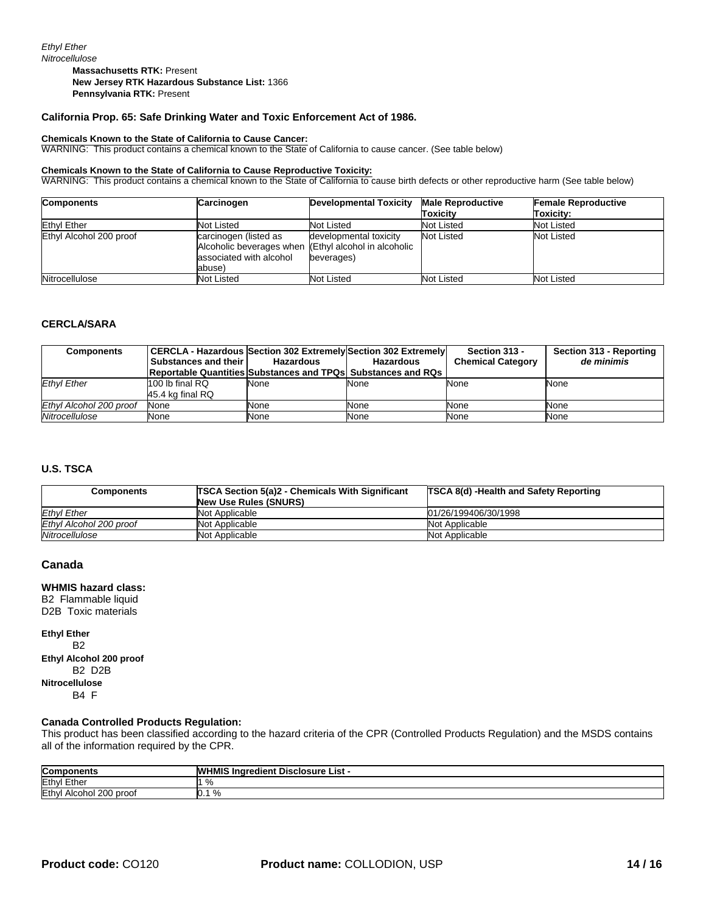*Ethyl Ether*
*Nitrocellulose*

**Massachusetts RTK:** Present
**New Jersey RTK Hazardous Substance List:** 1366
**Pennsylvania RTK:** Present

**California Prop. 65: Safe Drinking Water and Toxic Enforcement Act of 1986.**

**Chemicals Known to the State of California to Cause Cancer:**
WARNING: This product contains a chemical known to the State of California to cause cancer. (See table below)

**Chemicals Known to the State of California to Cause Reproductive Toxicity:**
WARNING: This product contains a chemical known to the State of California to cause birth defects or other reproductive harm (See table below)

| Components | Carcinogen | Developmental Toxicity | Male Reproductive Toxicity | Female Reproductive Toxicity: |
|---|---|---|---|---|
| Ethyl Ether | Not Listed | Not Listed | Not Listed | Not Listed |
| Ethyl Alcohol 200 proof | carcinogen (listed as Alcoholic beverages when associated with alcohol abuse) | developmental toxicity (Ethyl alcohol in alcoholic beverages) | Not Listed | Not Listed |
| Nitrocellulose | Not Listed | Not Listed | Not Listed | Not Listed |

**CERCLA/SARA**

| Components | CERCLA - Hazardous Substances and their Reportable Quantities | Section 302 Extremely Hazardous Substances and TPQs | Section 302 Extremely Hazardous Substances and RQs | Section 313 - Chemical Category | Section 313 - Reporting *de minimis* |
|---|---|---|---|---|---|
| *Ethyl Ether* | 100 lb final RQ 45.4 kg final RQ | None | None | None | None |
| *Ethyl Alcohol 200 proof* | None | None | None | None | None |
| *Nitrocellulose* | None | None | None | None | None |

**U.S. TSCA**

| Components | TSCA Section 5(a)2 - Chemicals With Significant New Use Rules (SNURS) | TSCA 8(d) -Health and Safety Reporting |
|---|---|---|
| *Ethyl Ether* | Not Applicable | 01/26/199406/30/1998 |
| *Ethyl Alcohol 200 proof* | Not Applicable | Not Applicable |
| *Nitrocellulose* | Not Applicable | Not Applicable |

## Canada

**WHMIS hazard class:**
B2 Flammable liquid
D2B Toxic materials

**Ethyl Ether**
B2
**Ethyl Alcohol 200 proof**
B2 D2B
**Nitrocellulose**
B4 F

**Canada Controlled Products Regulation:**
This product has been classified according to the hazard criteria of the CPR (Controlled Products Regulation) and the MSDS contains all of the information required by the CPR.

| Components | WHMIS Ingredient Disclosure List - |
|---|---|
| Ethyl Ether | 1 % |
| Ethyl Alcohol 200 proof | 0.1 % |

**Product code:** CO120 **Product name:** COLLODION, USP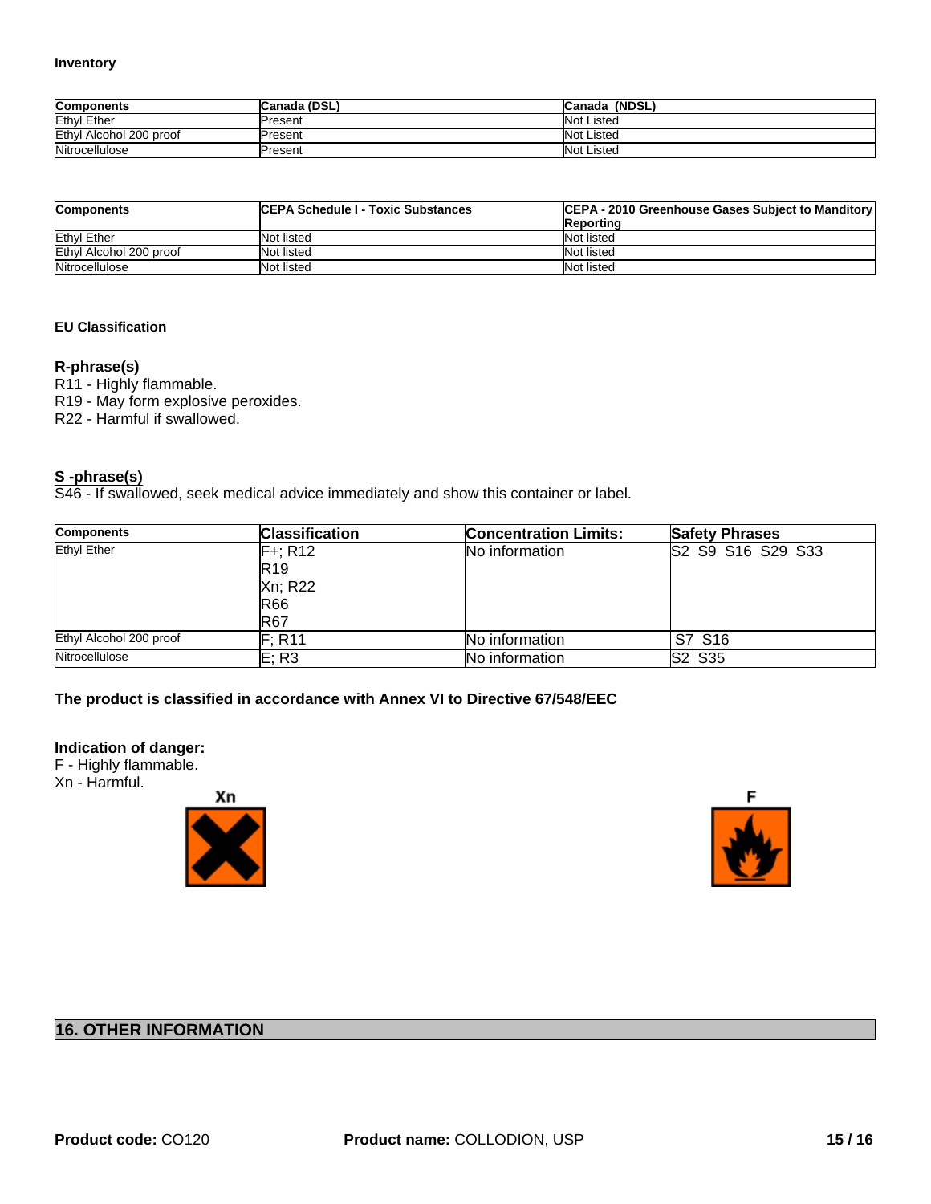**Inventory**

| Components | Canada (DSL) | Canada (NDSL) |
|---|---|---|
| Ethyl Ether | Present | Not Listed |
| Ethyl Alcohol 200 proof | Present | Not Listed |
| Nitrocellulose | Present | Not Listed |

| Components | CEPA Schedule I - Toxic Substances | CEPA - 2010 Greenhouse Gases Subject to Manditory Reporting |
|---|---|---|
| Ethyl Ether | Not listed | Not listed |
| Ethyl Alcohol 200 proof | Not listed | Not listed |
| Nitrocellulose | Not listed | Not listed |

**EU Classification**

**R-phrase(s)**

R11 - Highly flammable.
R19 - May form explosive peroxides.
R22 - Harmful if swallowed.

**S -phrase(s)**

S46 - If swallowed, seek medical advice immediately and show this container or label.

| Components | Classification | Concentration Limits: | Safety Phrases |
|---|---|---|---|
| Ethyl Ether | F+; R12<br>R19<br>Xn; R22<br>R66<br>R67 | No information | S2 S9 S16 S29 S33 |
| Ethyl Alcohol 200 proof | F; R11 | No information | S7 S16 |
| Nitrocellulose | E; R3 | No information | S2 S35 |

**The product is classified in accordance with Annex VI to Directive 67/548/EEC**

**Indication of danger:**
F - Highly flammable.
Xn - Harmful.

Xn

F

## 16. OTHER INFORMATION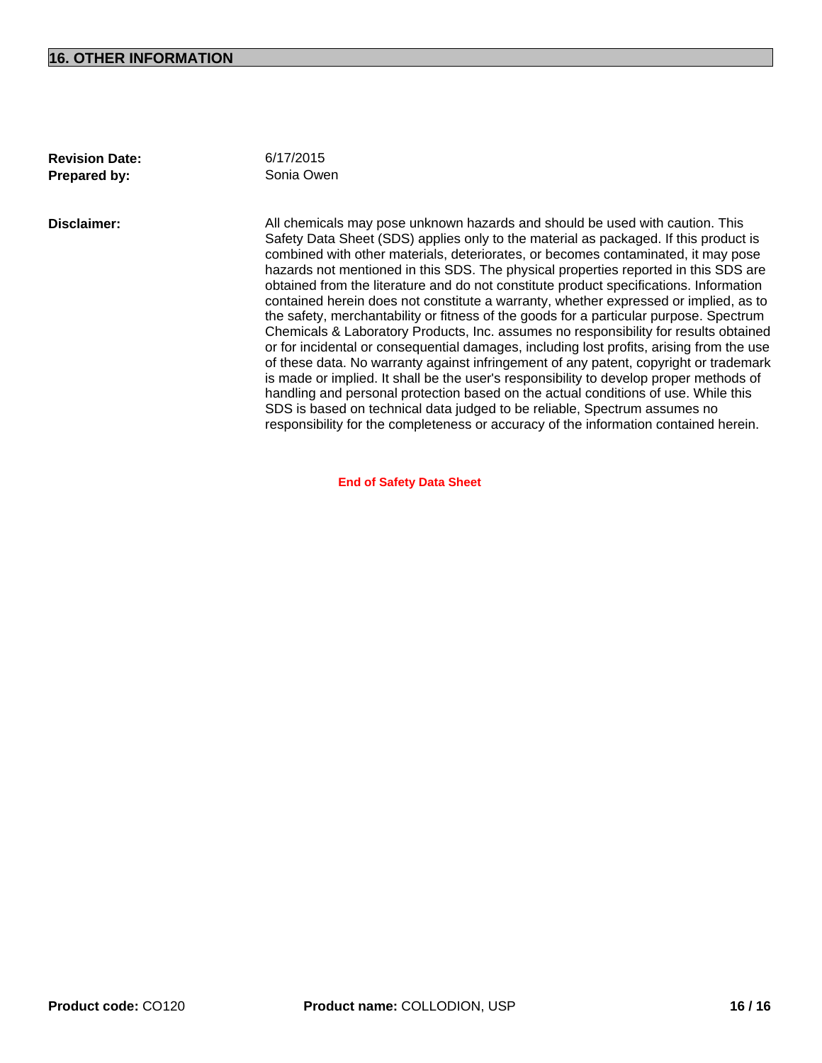## 16. OTHER INFORMATION

**Revision Date:** 6/17/2015

**Prepared by:** Sonia Owen

**Disclaimer:** All chemicals may pose unknown hazards and should be used with caution. This Safety Data Sheet (SDS) applies only to the material as packaged. If this product is combined with other materials, deteriorates, or becomes contaminated, it may pose hazards not mentioned in this SDS. The physical properties reported in this SDS are obtained from the literature and do not constitute product specifications. Information contained herein does not constitute a warranty, whether expressed or implied, as to the safety, merchantability or fitness of the goods for a particular purpose. Spectrum Chemicals & Laboratory Products, Inc. assumes no responsibility for results obtained or for incidental or consequential damages, including lost profits, arising from the use of these data. No warranty against infringement of any patent, copyright or trademark is made or implied. It shall be the user's responsibility to develop proper methods of handling and personal protection based on the actual conditions of use. While this SDS is based on technical data judged to be reliable, Spectrum assumes no responsibility for the completeness or accuracy of the information contained herein.

**End of Safety Data Sheet**